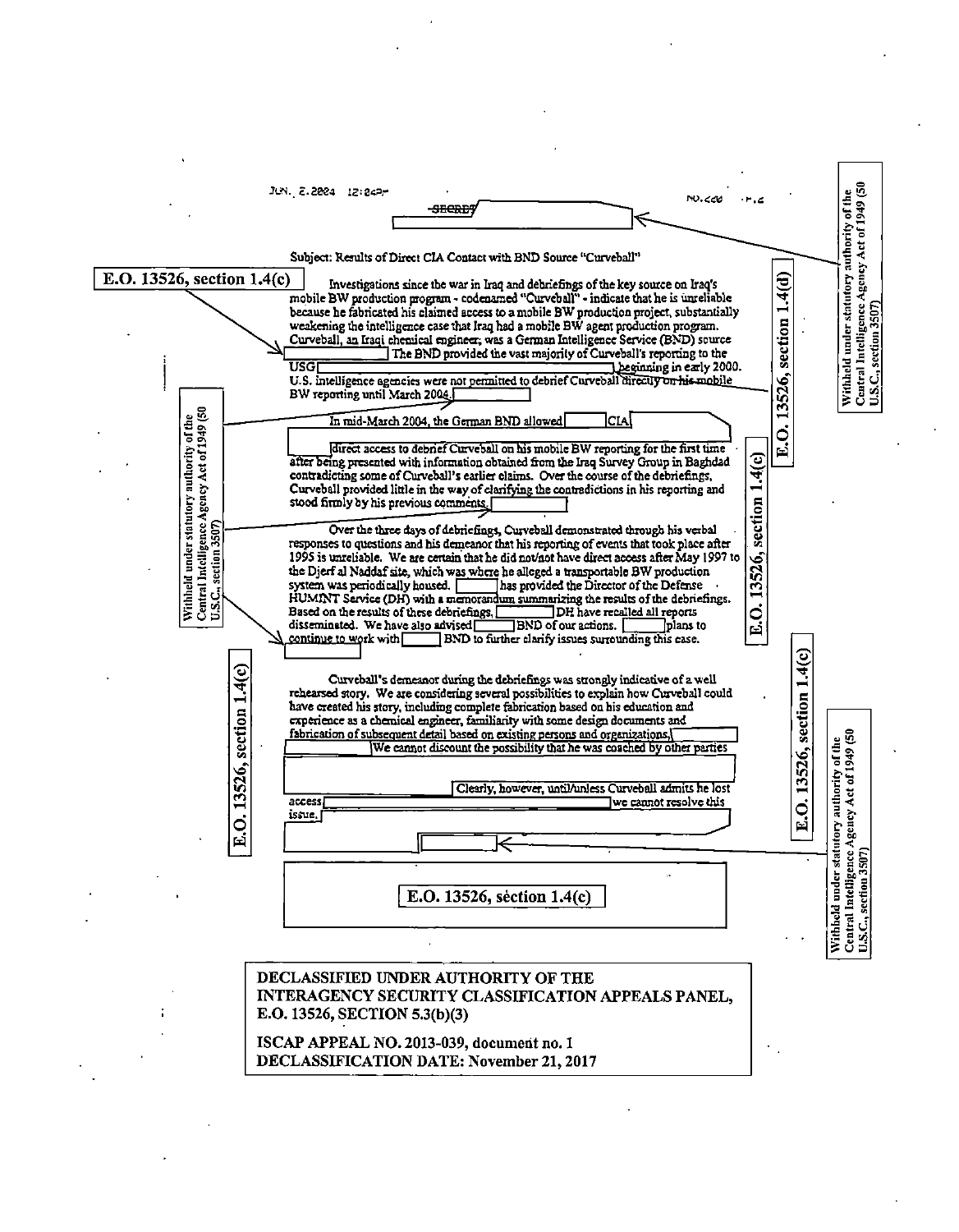SECRET

Subject: Results of Direct CIA Contact with BND Source "Curveball"

E.O. 13526, section 1.4(c)

Investigations since the war in Iraq and debriefings of the key source on Iraq's mobile BW production program - codenamed "Curveball" - indicate that he is unreliable because he fabricated his claimed access to a mobile BW production project, substantially weakening the intelligence case that Iraq had a mobile BW agent production program. Curveball, an Iraqi chemical engineer, was a German Intelligence Service (BND) source [redacted] The BND provided the vast majority of Curveball's reporting to the USG [redacted] beginning in early 2000. U.S. intelligence agencies were not permitted to debrief Curveball directly on his mobile BW reporting until March 2004. [redacted]

E.O. 13526, section 1.4(d)

Withheld under statutory authority of the Central Intelligence Agency Act of 1949 (50 U.S.C., section 3507)

In mid-March 2004, the German BND allowed [redacted] CIA [redacted] direct access to debrief Curveball on his mobile BW reporting for the first time after being presented with information obtained from the Iraq Survey Group in Baghdad contradicting some of Curveball's earlier claims. Over the course of the debriefings, Curveball provided little in the way of clarifying the contradictions in his reporting and stood firmly by his previous comments. [redacted]

E.O. 13526, section 1.4(c)

Over the three days of debriefings, Curveball demonstrated through his verbal responses to questions and his demeanor that his reporting of events that took place after 1995 is unreliable. We are certain that he did not/not have direct access after May 1997 to the Djerf al Naddaf site, which was where he alleged a transportable BW production system was periodically housed. [redacted] has provided the Director of the Defense HUMINT Service (DH) with a memorandum summarizing the results of the debriefings. Based on the results of these debriefings, [redacted] DH have recalled all reports disseminated. We have also advised [redacted] BND of our actions. [redacted] plans to continue to work with [redacted] BND to further clarify issues surrounding this case.

E.O. 13526, section 1.4(c)

Curveball's demeanor during the debriefings was strongly indicative of a well rehearsed story. We are considering several possibilities to explain how Curveball could have created his story, including complete fabrication based on his education and experience as a chemical engineer, familiarity with some design documents and fabrication of subsequent detail based on existing persons and organizations. [redacted] We cannot discount the possibility that he was coached by other parties [redacted] Clearly, however, until/unless Curveball admits he lost access [redacted] we cannot resolve this issue. [redacted]

E.O. 13526, section 1.4(c)

Withheld under statutory authority of the Central Intelligence Agency Act of 1949 (50 U.S.C., section 3507)

E.O. 13526, section 1.4(c)

DECLASSIFIED UNDER AUTHORITY OF THE INTERAGENCY SECURITY CLASSIFICATION APPEALS PANEL, E.O. 13526, SECTION 5.3(b)(3)

ISCAP APPEAL NO. 2013-039, document no. 1
DECLASSIFICATION DATE: November 21, 2017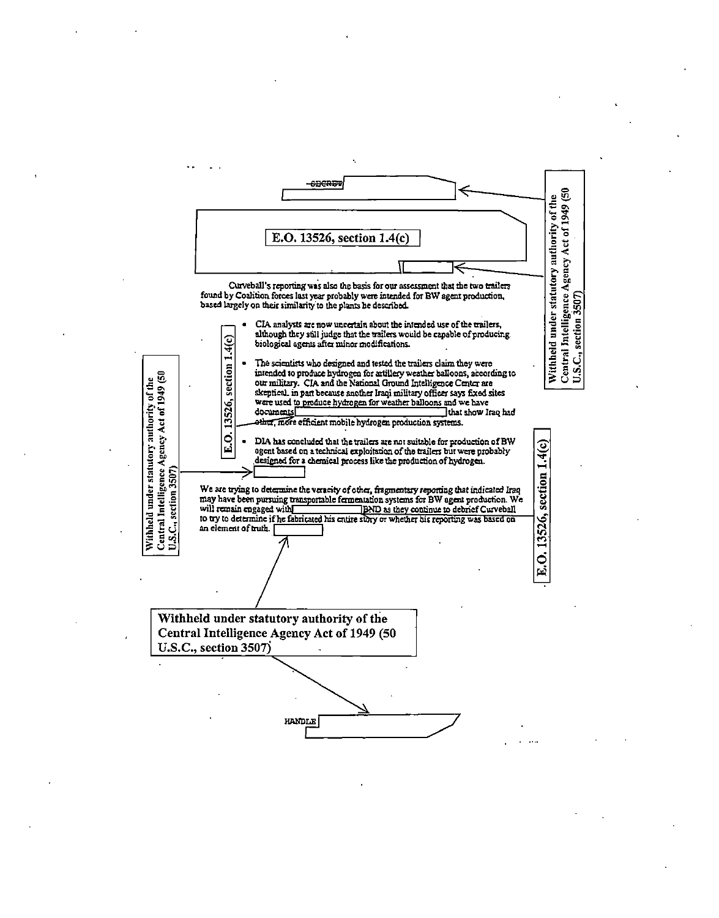~~SECRET~~

E.O. 13526, section 1.4(c)

Withheld under statutory authority of the Central Intelligence Agency Act of 1949 (50 U.S.C., section 3507)

Curveball's reporting was also the basis for our assessment that the two trailers found by Coalition forces last year probably were intended for BW agent production, based largely on their similarity to the plants he described.

E.O. 13526, section 1.4(c)

- CIA analysts are now uncertain about the intended use of the trailers, although they still judge that the trailers would be capable of producing biological agents after minor modifications.
- The scientists who designed and tested the trailers claim they were intended to produce hydrogen for artillery weather balloons, according to our military. CIA and the National Ground Intelligence Center are skeptical, in part because another Iraqi military officer says fixed sites were used to produce hydrogen for weather balloons and we have documents [ ] that show Iraq had other, more efficient mobile hydrogen production systems.
- DIA has concluded that the trailers are not suitable for production of BW agent based on a technical exploitation of the trailers but were probably designed for a chemical process like the production of hydrogen.

Withheld under statutory authority of the Central Intelligence Agency Act of 1949 (50 U.S.C., section 3507)

We are trying to determine the veracity of other, fragmentary reporting that indicated Iraq may have been pursuing transportable fermentation systems for BW agent production. We will remain engaged with [ ] BND as they continue to debrief Curveball to try to determine if he fabricated his entire story or whether his reporting was based on an element of truth. [ ]

E.O. 13526, section 1.4(c)

Withheld under statutory authority of the Central Intelligence Agency Act of 1949 (50 U.S.C., section 3507)

HANDLE [ ]